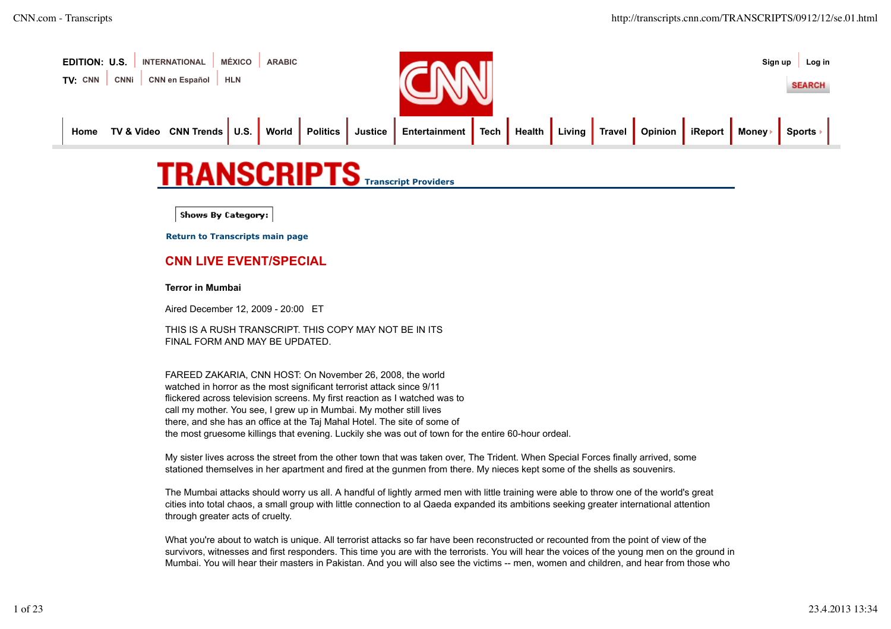# TRANSCRIPTS

Return to Transcripts main page

## CNN LIVE EVENT/SPECIAL

**Terror in Mumbai**

Aired December 12, 2009 - 20:00 ET

THIS IS A RUSH TRANSCRIPT. THIS COPY MAY NOT BE IN ITS FINAL FORM AND MAY BE UPDATED.

FAREED ZAKARIA, CNN HOST: On November 26, 2008, the world watched in horror as the most significant terrorist attack since 9/11 flickered across television screens. My first reaction as I watched was to call my mother. You see, I grew up in Mumbai. My mother still lives there, and she has an office at the Taj Mahal Hotel. The site of some of the most gruesome killings that evening. Luckily she was out of town for the entire 60-hour ordeal.

My sister lives across the street from the other town that was taken over, The Trident. When Special Forces finally arrived, some stationed themselves in her apartment and fired at the gunmen from there. My nieces kept some of the shells as souvenirs.

The Mumbai attacks should worry us all. A handful of lightly armed men with little training were able to throw one of the world's great cities into total chaos, a small group with little connection to al Qaeda expanded its ambitions seeking greater international attention through greater acts of cruelty.

What you're about to watch is unique. All terrorist attacks so far have been reconstructed or recounted from the point of view of the survivors, witnesses and first responders. This time you are with the terrorists. You will hear the voices of the young men on the ground in Mumbai. You will hear their masters in Pakistan. And you will also see the victims -- men, women and children, and hear from those who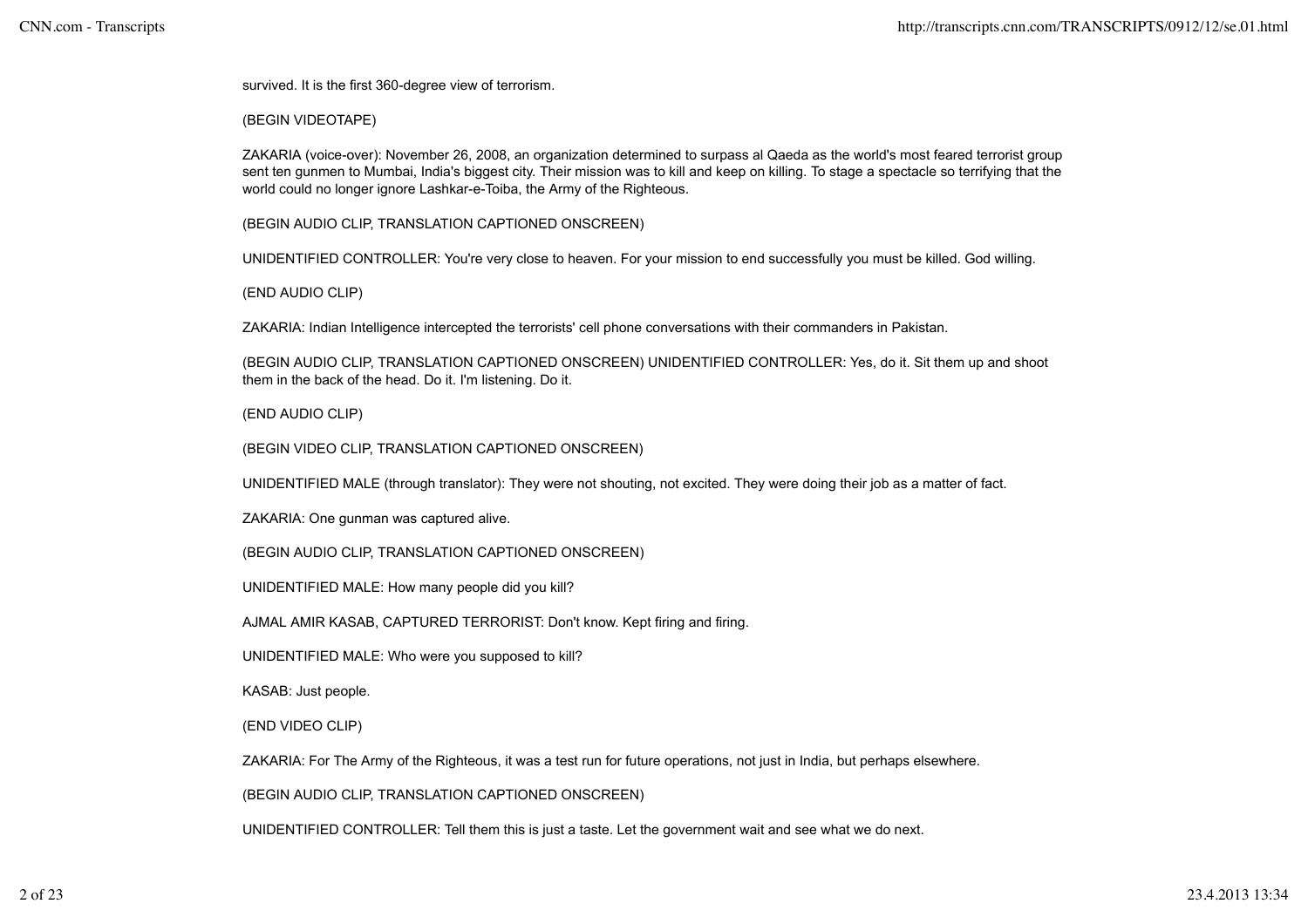survived. It is the first 360-degree view of terrorism.

(BEGIN VIDEOTAPE)

ZAKARIA (voice-over): November 26, 2008, an organization determined to surpass al Qaeda as the world's most feared terrorist group sent ten gunmen to Mumbai, India's biggest city. Their mission was to kill and keep on killing. To stage a spectacle so terrifying that the world could no longer ignore Lashkar-e-Toiba, the Army of the Righteous.

(BEGIN AUDIO CLIP, TRANSLATION CAPTIONED ONSCREEN)

UNIDENTIFIED CONTROLLER: You're very close to heaven. For your mission to end successfully you must be killed. God willing.

(END AUDIO CLIP)

ZAKARIA: Indian Intelligence intercepted the terrorists' cell phone conversations with their commanders in Pakistan.

(BEGIN AUDIO CLIP, TRANSLATION CAPTIONED ONSCREEN) UNIDENTIFIED CONTROLLER: Yes, do it. Sit them up and shoot them in the back of the head. Do it. I'm listening. Do it.

(END AUDIO CLIP)

(BEGIN VIDEO CLIP, TRANSLATION CAPTIONED ONSCREEN)

UNIDENTIFIED MALE (through translator): They were not shouting, not excited. They were doing their job as a matter of fact.

ZAKARIA: One gunman was captured alive.

(BEGIN AUDIO CLIP, TRANSLATION CAPTIONED ONSCREEN)

UNIDENTIFIED MALE: How many people did you kill?

AJMAL AMIR KASAB, CAPTURED TERRORIST: Don't know. Kept firing and firing.

UNIDENTIFIED MALE: Who were you supposed to kill?

KASAB: Just people.

(END VIDEO CLIP)

ZAKARIA: For The Army of the Righteous, it was a test run for future operations, not just in India, but perhaps elsewhere.

(BEGIN AUDIO CLIP, TRANSLATION CAPTIONED ONSCREEN)

UNIDENTIFIED CONTROLLER: Tell them this is just a taste. Let the government wait and see what we do next.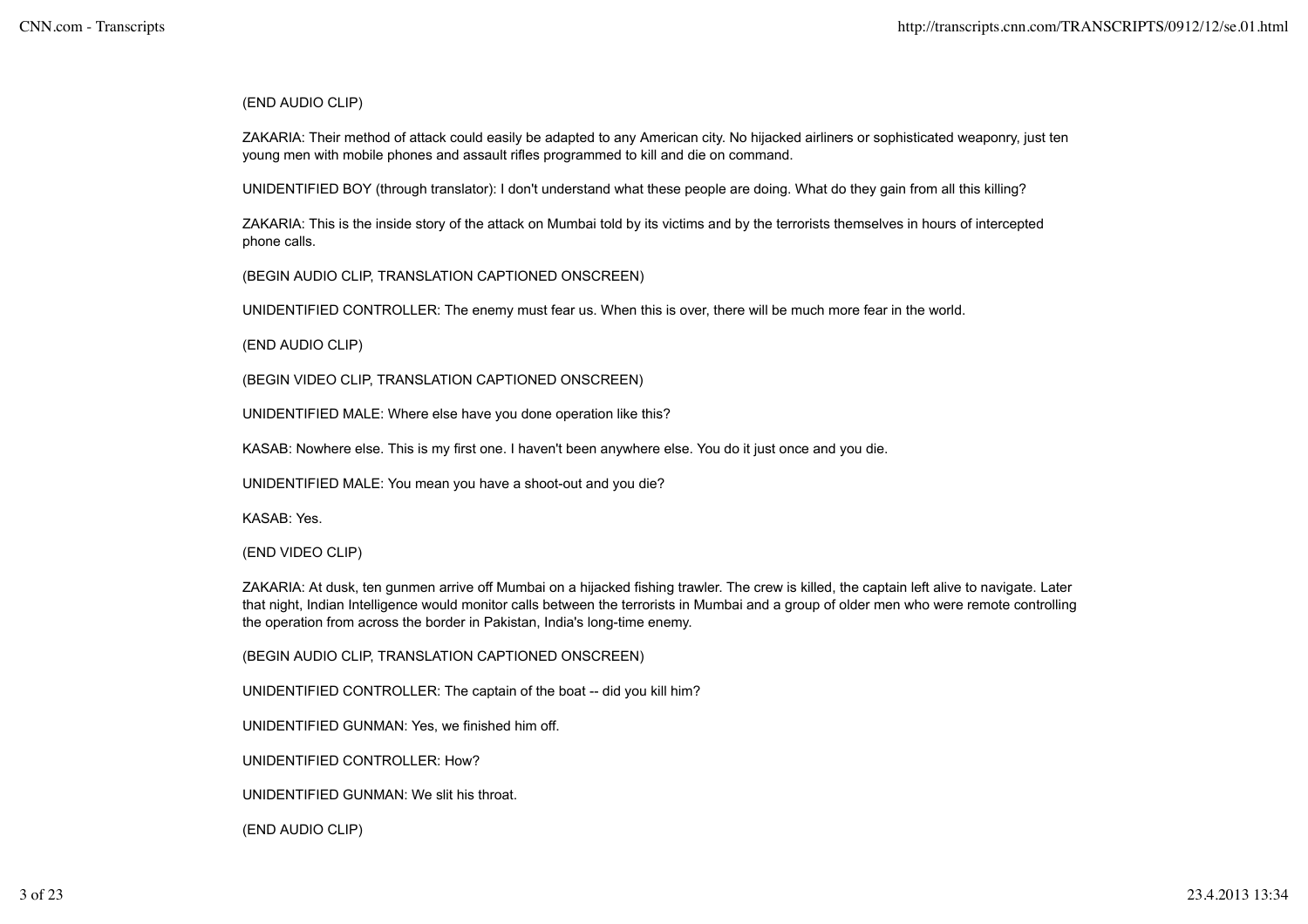(END AUDIO CLIP)

ZAKARIA: Their method of attack could easily be adapted to any American city. No hijacked airliners or sophisticated weaponry, just ten young men with mobile phones and assault rifles programmed to kill and die on command.

UNIDENTIFIED BOY (through translator): I don't understand what these people are doing. What do they gain from all this killing?

ZAKARIA: This is the inside story of the attack on Mumbai told by its victims and by the terrorists themselves in hours of intercepted phone calls.

(BEGIN AUDIO CLIP, TRANSLATION CAPTIONED ONSCREEN)

UNIDENTIFIED CONTROLLER: The enemy must fear us. When this is over, there will be much more fear in the world.

(END AUDIO CLIP)

(BEGIN VIDEO CLIP, TRANSLATION CAPTIONED ONSCREEN)

UNIDENTIFIED MALE: Where else have you done operation like this?

KASAB: Nowhere else. This is my first one. I haven't been anywhere else. You do it just once and you die.

UNIDENTIFIED MALE: You mean you have a shoot-out and you die?

KASAB: Yes.

(END VIDEO CLIP)

ZAKARIA: At dusk, ten gunmen arrive off Mumbai on a hijacked fishing trawler. The crew is killed, the captain left alive to navigate. Later that night, Indian Intelligence would monitor calls between the terrorists in Mumbai and a group of older men who were remote controlling the operation from across the border in Pakistan, India's long-time enemy.

(BEGIN AUDIO CLIP, TRANSLATION CAPTIONED ONSCREEN)

UNIDENTIFIED CONTROLLER: The captain of the boat -- did you kill him?

UNIDENTIFIED GUNMAN: Yes, we finished him off.

UNIDENTIFIED CONTROLLER: How?

UNIDENTIFIED GUNMAN: We slit his throat.

(END AUDIO CLIP)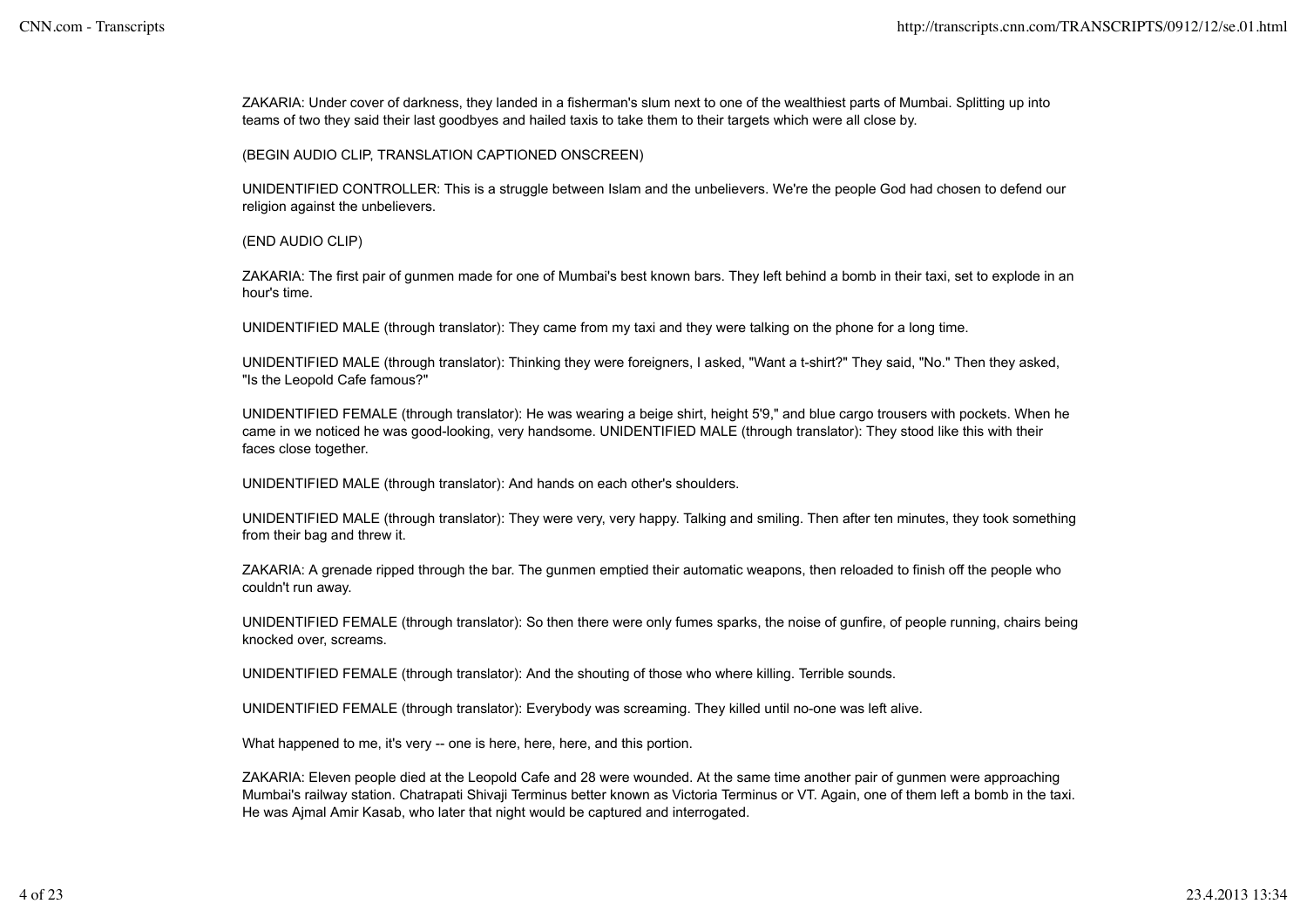ZAKARIA: Under cover of darkness, they landed in a fisherman's slum next to one of the wealthiest parts of Mumbai. Splitting up into teams of two they said their last goodbyes and hailed taxis to take them to their targets which were all close by.

(BEGIN AUDIO CLIP, TRANSLATION CAPTIONED ONSCREEN)

UNIDENTIFIED CONTROLLER: This is a struggle between Islam and the unbelievers. We're the people God had chosen to defend our religion against the unbelievers.

(END AUDIO CLIP)

ZAKARIA: The first pair of gunmen made for one of Mumbai's best known bars. They left behind a bomb in their taxi, set to explode in an hour's time.

UNIDENTIFIED MALE (through translator): They came from my taxi and they were talking on the phone for a long time.

UNIDENTIFIED MALE (through translator): Thinking they were foreigners, I asked, "Want a t-shirt?" They said, "No." Then they asked, "Is the Leopold Cafe famous?"

UNIDENTIFIED FEMALE (through translator): He was wearing a beige shirt, height 5'9," and blue cargo trousers with pockets. When he came in we noticed he was good-looking, very handsome. UNIDENTIFIED MALE (through translator): They stood like this with their faces close together.

UNIDENTIFIED MALE (through translator): And hands on each other's shoulders.

UNIDENTIFIED MALE (through translator): They were very, very happy. Talking and smiling. Then after ten minutes, they took something from their bag and threw it.

ZAKARIA: A grenade ripped through the bar. The gunmen emptied their automatic weapons, then reloaded to finish off the people who couldn't run away.

UNIDENTIFIED FEMALE (through translator): So then there were only fumes sparks, the noise of gunfire, of people running, chairs being knocked over, screams.

UNIDENTIFIED FEMALE (through translator): And the shouting of those who where killing. Terrible sounds.

UNIDENTIFIED FEMALE (through translator): Everybody was screaming. They killed until no-one was left alive.

What happened to me, it's very -- one is here, here, here, and this portion.

ZAKARIA: Eleven people died at the Leopold Cafe and 28 were wounded. At the same time another pair of gunmen were approaching Mumbai's railway station. Chatrapati Shivaji Terminus better known as Victoria Terminus or VT. Again, one of them left a bomb in the taxi. He was Ajmal Amir Kasab, who later that night would be captured and interrogated.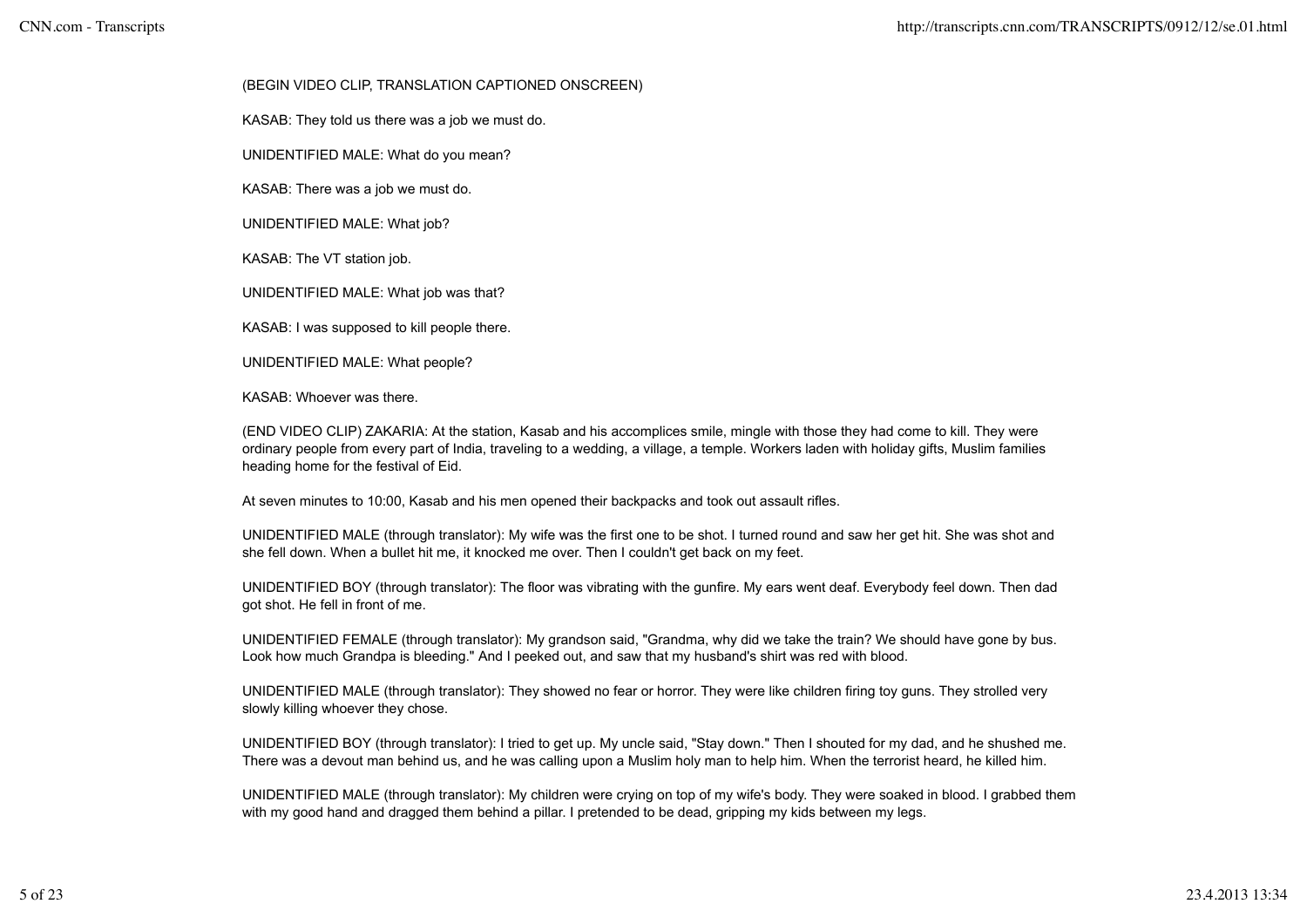(BEGIN VIDEO CLIP, TRANSLATION CAPTIONED ONSCREEN)

KASAB: They told us there was a job we must do.

UNIDENTIFIED MALE: What do you mean?

KASAB: There was a job we must do.

UNIDENTIFIED MALE: What job?

KASAB: The VT station job.

UNIDENTIFIED MALE: What job was that?

KASAB: I was supposed to kill people there.

UNIDENTIFIED MALE: What people?

KASAB: Whoever was there.

(END VIDEO CLIP) ZAKARIA: At the station, Kasab and his accomplices smile, mingle with those they had come to kill. They were ordinary people from every part of India, traveling to a wedding, a village, a temple. Workers laden with holiday gifts, Muslim families heading home for the festival of Eid.

At seven minutes to 10:00, Kasab and his men opened their backpacks and took out assault rifles.

UNIDENTIFIED MALE (through translator): My wife was the first one to be shot. I turned round and saw her get hit. She was shot and she fell down. When a bullet hit me, it knocked me over. Then I couldn't get back on my feet.

UNIDENTIFIED BOY (through translator): The floor was vibrating with the gunfire. My ears went deaf. Everybody feel down. Then dad got shot. He fell in front of me.

UNIDENTIFIED FEMALE (through translator): My grandson said, "Grandma, why did we take the train? We should have gone by bus. Look how much Grandpa is bleeding." And I peeked out, and saw that my husband's shirt was red with blood.

UNIDENTIFIED MALE (through translator): They showed no fear or horror. They were like children firing toy guns. They strolled very slowly killing whoever they chose.

UNIDENTIFIED BOY (through translator): I tried to get up. My uncle said, "Stay down." Then I shouted for my dad, and he shushed me. There was a devout man behind us, and he was calling upon a Muslim holy man to help him. When the terrorist heard, he killed him.

UNIDENTIFIED MALE (through translator): My children were crying on top of my wife's body. They were soaked in blood. I grabbed them with my good hand and dragged them behind a pillar. I pretended to be dead, gripping my kids between my legs.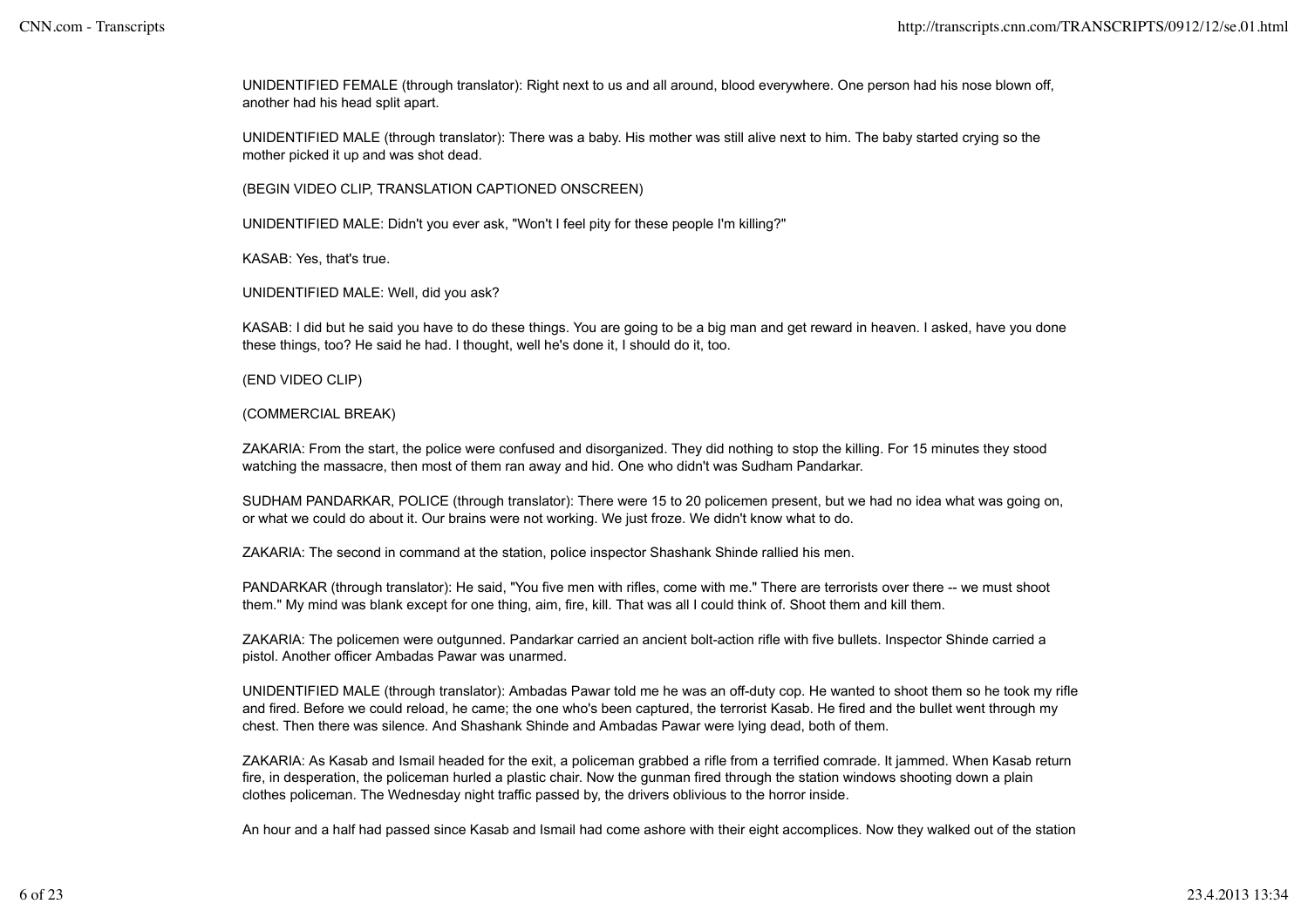UNIDENTIFIED FEMALE (through translator): Right next to us and all around, blood everywhere. One person had his nose blown off, another had his head split apart.

UNIDENTIFIED MALE (through translator): There was a baby. His mother was still alive next to him. The baby started crying so the mother picked it up and was shot dead.

(BEGIN VIDEO CLIP, TRANSLATION CAPTIONED ONSCREEN)

UNIDENTIFIED MALE: Didn't you ever ask, "Won't I feel pity for these people I'm killing?"

KASAB: Yes, that's true.

UNIDENTIFIED MALE: Well, did you ask?

KASAB: I did but he said you have to do these things. You are going to be a big man and get reward in heaven. I asked, have you done these things, too? He said he had. I thought, well he's done it, I should do it, too.

(END VIDEO CLIP)

(COMMERCIAL BREAK)

ZAKARIA: From the start, the police were confused and disorganized. They did nothing to stop the killing. For 15 minutes they stood watching the massacre, then most of them ran away and hid. One who didn't was Sudham Pandarkar.

SUDHAM PANDARKAR, POLICE (through translator): There were 15 to 20 policemen present, but we had no idea what was going on, or what we could do about it. Our brains were not working. We just froze. We didn't know what to do.

ZAKARIA: The second in command at the station, police inspector Shashank Shinde rallied his men.

PANDARKAR (through translator): He said, "You five men with rifles, come with me." There are terrorists over there -- we must shoot them." My mind was blank except for one thing, aim, fire, kill. That was all I could think of. Shoot them and kill them.

ZAKARIA: The policemen were outgunned. Pandarkar carried an ancient bolt-action rifle with five bullets. Inspector Shinde carried a pistol. Another officer Ambadas Pawar was unarmed.

UNIDENTIFIED MALE (through translator): Ambadas Pawar told me he was an off-duty cop. He wanted to shoot them so he took my rifle and fired. Before we could reload, he came; the one who's been captured, the terrorist Kasab. He fired and the bullet went through my chest. Then there was silence. And Shashank Shinde and Ambadas Pawar were lying dead, both of them.

ZAKARIA: As Kasab and Ismail headed for the exit, a policeman grabbed a rifle from a terrified comrade. It jammed. When Kasab return fire, in desperation, the policeman hurled a plastic chair. Now the gunman fired through the station windows shooting down a plain clothes policeman. The Wednesday night traffic passed by, the drivers oblivious to the horror inside.

An hour and a half had passed since Kasab and Ismail had come ashore with their eight accomplices. Now they walked out of the station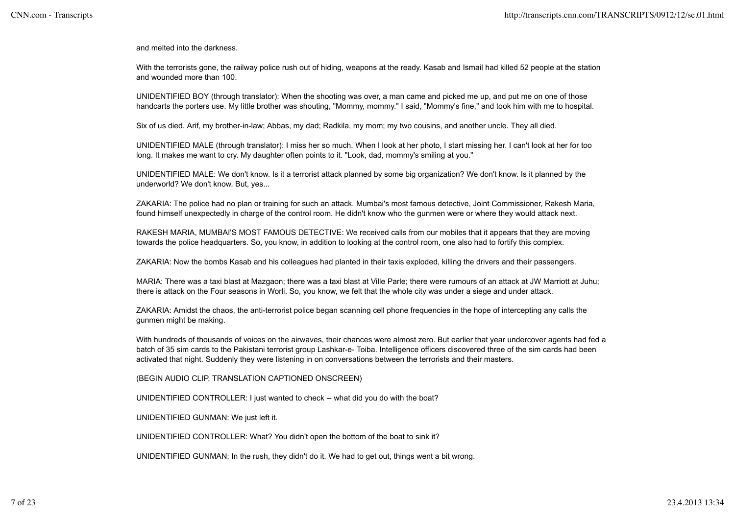and melted into the darkness.

With the terrorists gone, the railway police rush out of hiding, weapons at the ready. Kasab and Ismail had killed 52 people at the station and wounded more than 100.

UNIDENTIFIED BOY (through translator): When the shooting was over, a man came and picked me up, and put me on one of those handcarts the porters use. My little brother was shouting, "Mommy, mommy." I said, "Mommy's fine," and took him with me to hospital.

Six of us died. Arif, my brother-in-law; Abbas, my dad; Radkila, my mom; my two cousins, and another uncle. They all died.

UNIDENTIFIED MALE (through translator): I miss her so much. When I look at her photo, I start missing her. I can't look at her for too long. It makes me want to cry. My daughter often points to it. "Look, dad, mommy's smiling at you."

UNIDENTIFIED MALE: We don't know. Is it a terrorist attack planned by some big organization? We don't know. Is it planned by the underworld? We don't know. But, yes...

ZAKARIA: The police had no plan or training for such an attack. Mumbai's most famous detective, Joint Commissioner, Rakesh Maria, found himself unexpectedly in charge of the control room. He didn't know who the gunmen were or where they would attack next.

RAKESH MARIA, MUMBAI'S MOST FAMOUS DETECTIVE: We received calls from our mobiles that it appears that they are moving towards the police headquarters. So, you know, in addition to looking at the control room, one also had to fortify this complex.

ZAKARIA: Now the bombs Kasab and his colleagues had planted in their taxis exploded, killing the drivers and their passengers.

MARIA: There was a taxi blast at Mazgaon; there was a taxi blast at Ville Parle; there were rumours of an attack at JW Marriott at Juhu; there is attack on the Four seasons in Worli. So, you know, we felt that the whole city was under a siege and under attack.

ZAKARIA: Amidst the chaos, the anti-terrorist police began scanning cell phone frequencies in the hope of intercepting any calls the gunmen might be making.

With hundreds of thousands of voices on the airwaves, their chances were almost zero. But earlier that year undercover agents had fed a batch of 35 sim cards to the Pakistani terrorist group Lashkar-e- Toiba. Intelligence officers discovered three of the sim cards had been activated that night. Suddenly they were listening in on conversations between the terrorists and their masters.

(BEGIN AUDIO CLIP, TRANSLATION CAPTIONED ONSCREEN)

UNIDENTIFIED CONTROLLER: I just wanted to check -- what did you do with the boat?

UNIDENTIFIED GUNMAN: We just left it.

UNIDENTIFIED CONTROLLER: What? You didn't open the bottom of the boat to sink it?

UNIDENTIFIED GUNMAN: In the rush, they didn't do it. We had to get out, things went a bit wrong.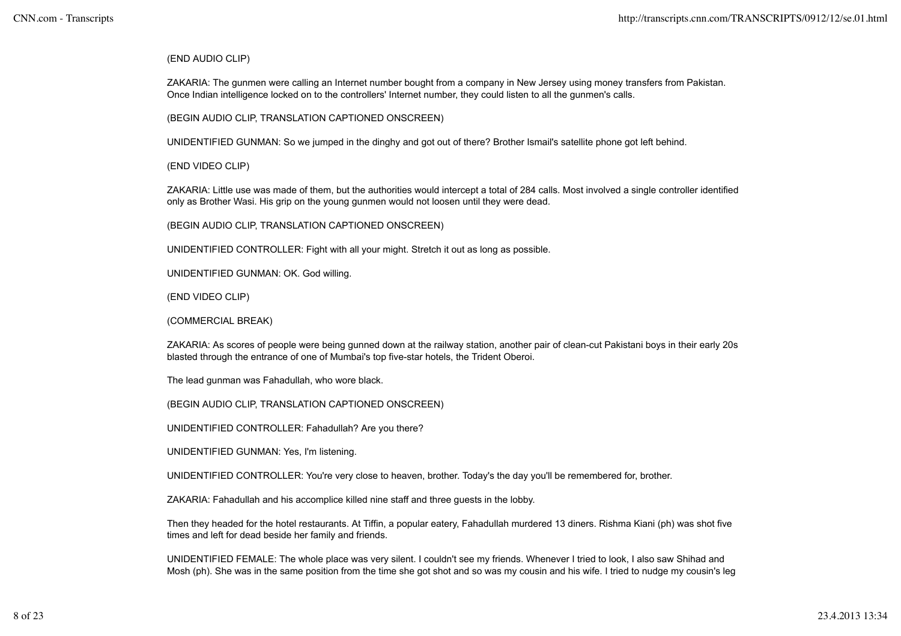(END AUDIO CLIP)

ZAKARIA: The gunmen were calling an Internet number bought from a company in New Jersey using money transfers from Pakistan. Once Indian intelligence locked on to the controllers' Internet number, they could listen to all the gunmen's calls.

(BEGIN AUDIO CLIP, TRANSLATION CAPTIONED ONSCREEN)

UNIDENTIFIED GUNMAN: So we jumped in the dinghy and got out of there? Brother Ismail's satellite phone got left behind.

(END VIDEO CLIP)

ZAKARIA: Little use was made of them, but the authorities would intercept a total of 284 calls. Most involved a single controller identified only as Brother Wasi. His grip on the young gunmen would not loosen until they were dead.

(BEGIN AUDIO CLIP, TRANSLATION CAPTIONED ONSCREEN)

UNIDENTIFIED CONTROLLER: Fight with all your might. Stretch it out as long as possible.

UNIDENTIFIED GUNMAN: OK. God willing.

(END VIDEO CLIP)

(COMMERCIAL BREAK)

ZAKARIA: As scores of people were being gunned down at the railway station, another pair of clean-cut Pakistani boys in their early 20s blasted through the entrance of one of Mumbai's top five-star hotels, the Trident Oberoi.

The lead gunman was Fahadullah, who wore black.

(BEGIN AUDIO CLIP, TRANSLATION CAPTIONED ONSCREEN)

UNIDENTIFIED CONTROLLER: Fahadullah? Are you there?

UNIDENTIFIED GUNMAN: Yes, I'm listening.

UNIDENTIFIED CONTROLLER: You're very close to heaven, brother. Today's the day you'll be remembered for, brother.

ZAKARIA: Fahadullah and his accomplice killed nine staff and three guests in the lobby.

Then they headed for the hotel restaurants. At Tiffin, a popular eatery, Fahadullah murdered 13 diners. Rishma Kiani (ph) was shot five times and left for dead beside her family and friends.

UNIDENTIFIED FEMALE: The whole place was very silent. I couldn't see my friends. Whenever I tried to look, I also saw Shihad and Mosh (ph). She was in the same position from the time she got shot and so was my cousin and his wife. I tried to nudge my cousin's leg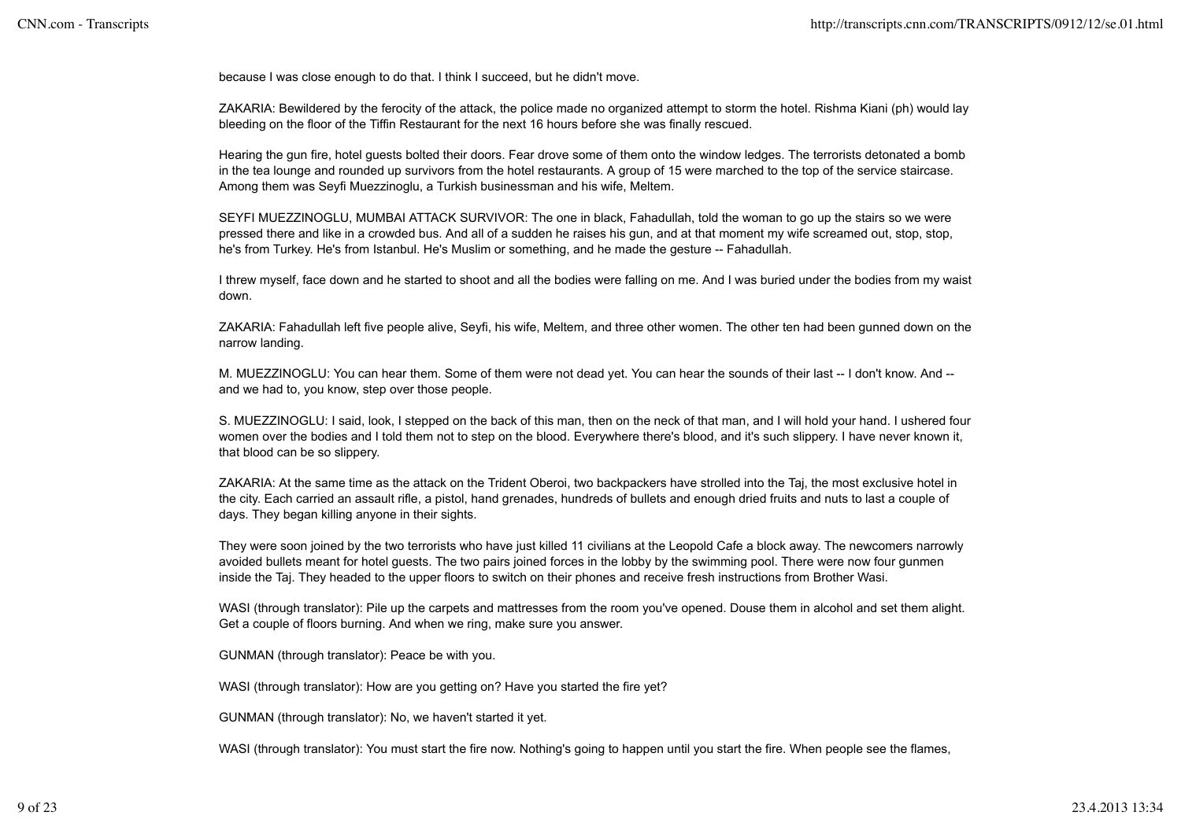because I was close enough to do that. I think I succeed, but he didn't move.

ZAKARIA: Bewildered by the ferocity of the attack, the police made no organized attempt to storm the hotel. Rishma Kiani (ph) would lay bleeding on the floor of the Tiffin Restaurant for the next 16 hours before she was finally rescued.

Hearing the gun fire, hotel guests bolted their doors. Fear drove some of them onto the window ledges. The terrorists detonated a bomb in the tea lounge and rounded up survivors from the hotel restaurants. A group of 15 were marched to the top of the service staircase. Among them was Seyfi Muezzinoglu, a Turkish businessman and his wife, Meltem.

SEYFI MUEZZINOGLU, MUMBAI ATTACK SURVIVOR: The one in black, Fahadullah, told the woman to go up the stairs so we were pressed there and like in a crowded bus. And all of a sudden he raises his gun, and at that moment my wife screamed out, stop, stop, he's from Turkey. He's from Istanbul. He's Muslim or something, and he made the gesture -- Fahadullah.

I threw myself, face down and he started to shoot and all the bodies were falling on me. And I was buried under the bodies from my waist down.

ZAKARIA: Fahadullah left five people alive, Seyfi, his wife, Meltem, and three other women. The other ten had been gunned down on the narrow landing.

M. MUEZZINOGLU: You can hear them. Some of them were not dead yet. You can hear the sounds of their last -- I don't know. And -- and we had to, you know, step over those people.

S. MUEZZINOGLU: I said, look, I stepped on the back of this man, then on the neck of that man, and I will hold your hand. I ushered four women over the bodies and I told them not to step on the blood. Everywhere there's blood, and it's such slippery. I have never known it, that blood can be so slippery.

ZAKARIA: At the same time as the attack on the Trident Oberoi, two backpackers have strolled into the Taj, the most exclusive hotel in the city. Each carried an assault rifle, a pistol, hand grenades, hundreds of bullets and enough dried fruits and nuts to last a couple of days. They began killing anyone in their sights.

They were soon joined by the two terrorists who have just killed 11 civilians at the Leopold Cafe a block away. The newcomers narrowly avoided bullets meant for hotel guests. The two pairs joined forces in the lobby by the swimming pool. There were now four gunmen inside the Taj. They headed to the upper floors to switch on their phones and receive fresh instructions from Brother Wasi.

WASI (through translator): Pile up the carpets and mattresses from the room you've opened. Douse them in alcohol and set them alight. Get a couple of floors burning. And when we ring, make sure you answer.

GUNMAN (through translator): Peace be with you.

WASI (through translator): How are you getting on? Have you started the fire yet?

GUNMAN (through translator): No, we haven't started it yet.

WASI (through translator): You must start the fire now. Nothing's going to happen until you start the fire. When people see the flames,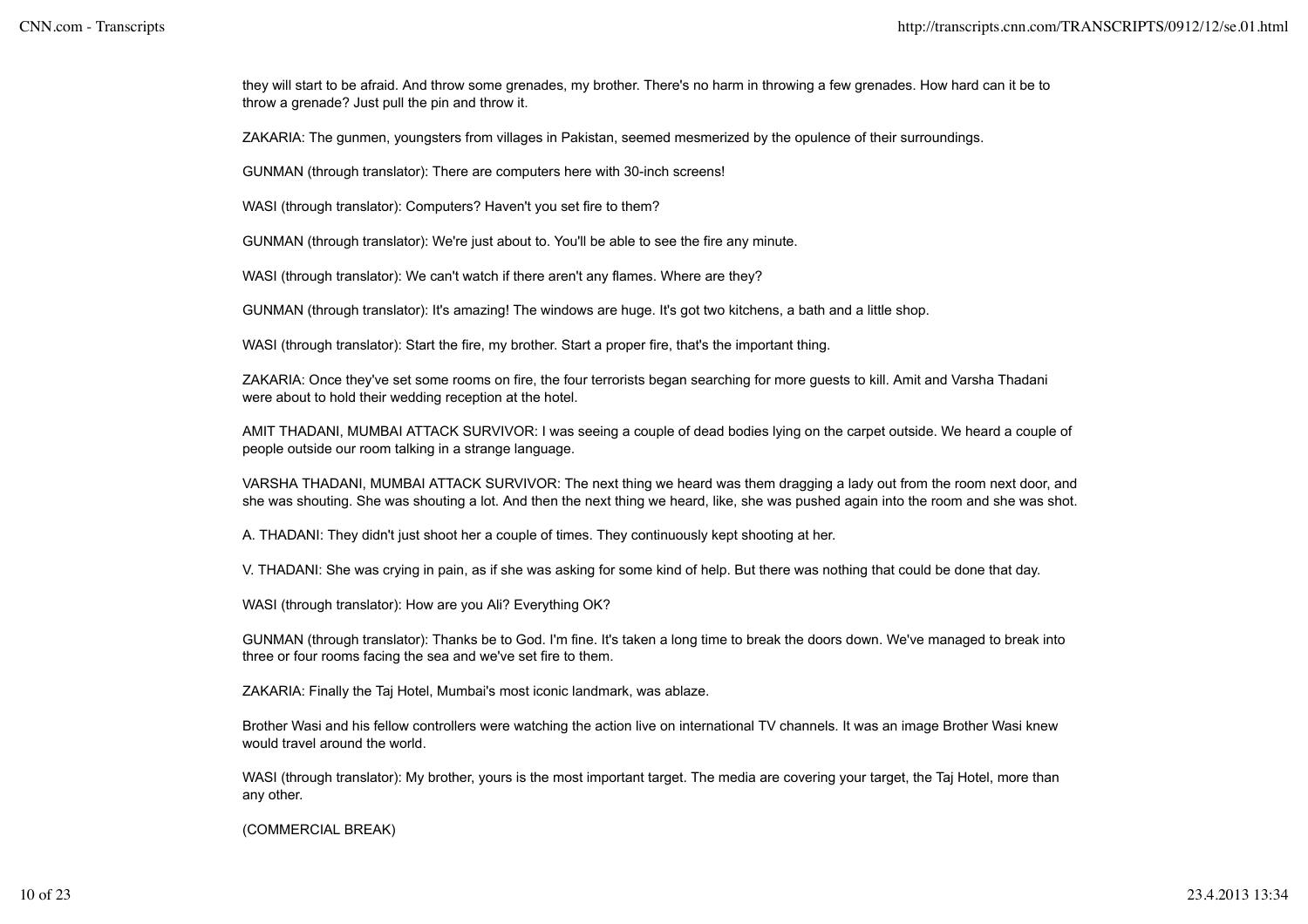they will start to be afraid. And throw some grenades, my brother. There's no harm in throwing a few grenades. How hard can it be to throw a grenade? Just pull the pin and throw it.

ZAKARIA: The gunmen, youngsters from villages in Pakistan, seemed mesmerized by the opulence of their surroundings.

GUNMAN (through translator): There are computers here with 30-inch screens!

WASI (through translator): Computers? Haven't you set fire to them?

GUNMAN (through translator): We're just about to. You'll be able to see the fire any minute.

WASI (through translator): We can't watch if there aren't any flames. Where are they?

GUNMAN (through translator): It's amazing! The windows are huge. It's got two kitchens, a bath and a little shop.

WASI (through translator): Start the fire, my brother. Start a proper fire, that's the important thing.

ZAKARIA: Once they've set some rooms on fire, the four terrorists began searching for more guests to kill. Amit and Varsha Thadani were about to hold their wedding reception at the hotel.

AMIT THADANI, MUMBAI ATTACK SURVIVOR: I was seeing a couple of dead bodies lying on the carpet outside. We heard a couple of people outside our room talking in a strange language.

VARSHA THADANI, MUMBAI ATTACK SURVIVOR: The next thing we heard was them dragging a lady out from the room next door, and she was shouting. She was shouting a lot. And then the next thing we heard, like, she was pushed again into the room and she was shot.

A. THADANI: They didn't just shoot her a couple of times. They continuously kept shooting at her.

V. THADANI: She was crying in pain, as if she was asking for some kind of help. But there was nothing that could be done that day.

WASI (through translator): How are you Ali? Everything OK?

GUNMAN (through translator): Thanks be to God. I'm fine. It's taken a long time to break the doors down. We've managed to break into three or four rooms facing the sea and we've set fire to them.

ZAKARIA: Finally the Taj Hotel, Mumbai's most iconic landmark, was ablaze.

Brother Wasi and his fellow controllers were watching the action live on international TV channels. It was an image Brother Wasi knew would travel around the world.

WASI (through translator): My brother, yours is the most important target. The media are covering your target, the Taj Hotel, more than any other.

(COMMERCIAL BREAK)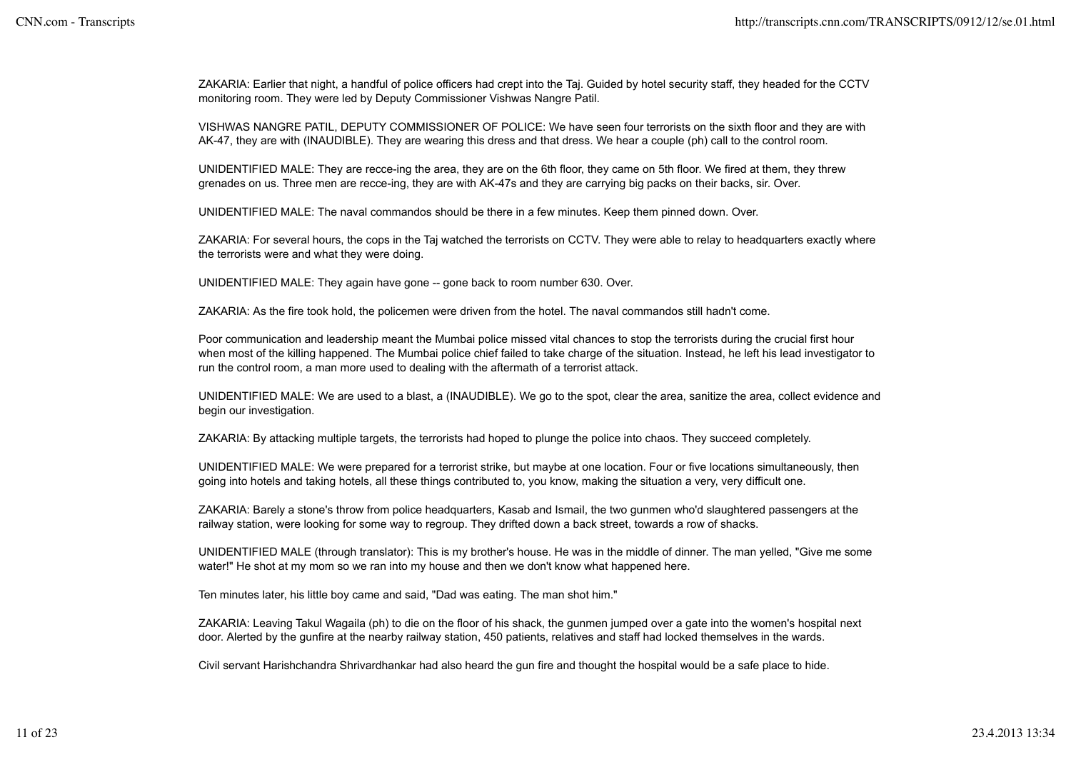ZAKARIA: Earlier that night, a handful of police officers had crept into the Taj. Guided by hotel security staff, they headed for the CCTV monitoring room. They were led by Deputy Commissioner Vishwas Nangre Patil.

VISHWAS NANGRE PATIL, DEPUTY COMMISSIONER OF POLICE: We have seen four terrorists on the sixth floor and they are with AK-47, they are with (INAUDIBLE). They are wearing this dress and that dress. We hear a couple (ph) call to the control room.

UNIDENTIFIED MALE: They are recce-ing the area, they are on the 6th floor, they came on 5th floor. We fired at them, they threw grenades on us. Three men are recce-ing, they are with AK-47s and they are carrying big packs on their backs, sir. Over.

UNIDENTIFIED MALE: The naval commandos should be there in a few minutes. Keep them pinned down. Over.

ZAKARIA: For several hours, the cops in the Taj watched the terrorists on CCTV. They were able to relay to headquarters exactly where the terrorists were and what they were doing.

UNIDENTIFIED MALE: They again have gone -- gone back to room number 630. Over.

ZAKARIA: As the fire took hold, the policemen were driven from the hotel. The naval commandos still hadn't come.

Poor communication and leadership meant the Mumbai police missed vital chances to stop the terrorists during the crucial first hour when most of the killing happened. The Mumbai police chief failed to take charge of the situation. Instead, he left his lead investigator to run the control room, a man more used to dealing with the aftermath of a terrorist attack.

UNIDENTIFIED MALE: We are used to a blast, a (INAUDIBLE). We go to the spot, clear the area, sanitize the area, collect evidence and begin our investigation.

ZAKARIA: By attacking multiple targets, the terrorists had hoped to plunge the police into chaos. They succeed completely.

UNIDENTIFIED MALE: We were prepared for a terrorist strike, but maybe at one location. Four or five locations simultaneously, then going into hotels and taking hotels, all these things contributed to, you know, making the situation a very, very difficult one.

ZAKARIA: Barely a stone's throw from police headquarters, Kasab and Ismail, the two gunmen who'd slaughtered passengers at the railway station, were looking for some way to regroup. They drifted down a back street, towards a row of shacks.

UNIDENTIFIED MALE (through translator): This is my brother's house. He was in the middle of dinner. The man yelled, "Give me some water!" He shot at my mom so we ran into my house and then we don't know what happened here.

Ten minutes later, his little boy came and said, "Dad was eating. The man shot him."

ZAKARIA: Leaving Takul Wagaila (ph) to die on the floor of his shack, the gunmen jumped over a gate into the women's hospital next door. Alerted by the gunfire at the nearby railway station, 450 patients, relatives and staff had locked themselves in the wards.

Civil servant Harishchandra Shrivardhankar had also heard the gun fire and thought the hospital would be a safe place to hide.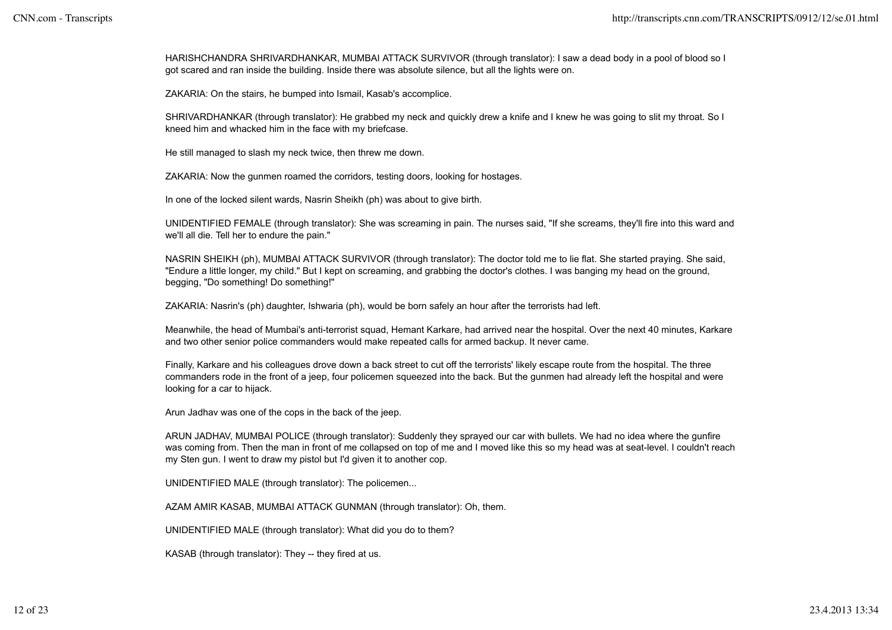HARISHCHANDRA SHRIVARDHANKAR, MUMBAI ATTACK SURVIVOR (through translator): I saw a dead body in a pool of blood so I got scared and ran inside the building. Inside there was absolute silence, but all the lights were on.

ZAKARIA: On the stairs, he bumped into Ismail, Kasab's accomplice.

SHRIVARDHANKAR (through translator): He grabbed my neck and quickly drew a knife and I knew he was going to slit my throat. So I kneed him and whacked him in the face with my briefcase.

He still managed to slash my neck twice, then threw me down.

ZAKARIA: Now the gunmen roamed the corridors, testing doors, looking for hostages.

In one of the locked silent wards, Nasrin Sheikh (ph) was about to give birth.

UNIDENTIFIED FEMALE (through translator): She was screaming in pain. The nurses said, "If she screams, they'll fire into this ward and we'll all die. Tell her to endure the pain."

NASRIN SHEIKH (ph), MUMBAI ATTACK SURVIVOR (through translator): The doctor told me to lie flat. She started praying. She said, "Endure a little longer, my child." But I kept on screaming, and grabbing the doctor's clothes. I was banging my head on the ground, begging, "Do something! Do something!"

ZAKARIA: Nasrin's (ph) daughter, Ishwaria (ph), would be born safely an hour after the terrorists had left.

Meanwhile, the head of Mumbai's anti-terrorist squad, Hemant Karkare, had arrived near the hospital. Over the next 40 minutes, Karkare and two other senior police commanders would make repeated calls for armed backup. It never came.

Finally, Karkare and his colleagues drove down a back street to cut off the terrorists' likely escape route from the hospital. The three commanders rode in the front of a jeep, four policemen squeezed into the back. But the gunmen had already left the hospital and were looking for a car to hijack.

Arun Jadhav was one of the cops in the back of the jeep.

ARUN JADHAV, MUMBAI POLICE (through translator): Suddenly they sprayed our car with bullets. We had no idea where the gunfire was coming from. Then the man in front of me collapsed on top of me and I moved like this so my head was at seat-level. I couldn't reach my Sten gun. I went to draw my pistol but I'd given it to another cop.

UNIDENTIFIED MALE (through translator): The policemen...

AZAM AMIR KASAB, MUMBAI ATTACK GUNMAN (through translator): Oh, them.

UNIDENTIFIED MALE (through translator): What did you do to them?

KASAB (through translator): They -- they fired at us.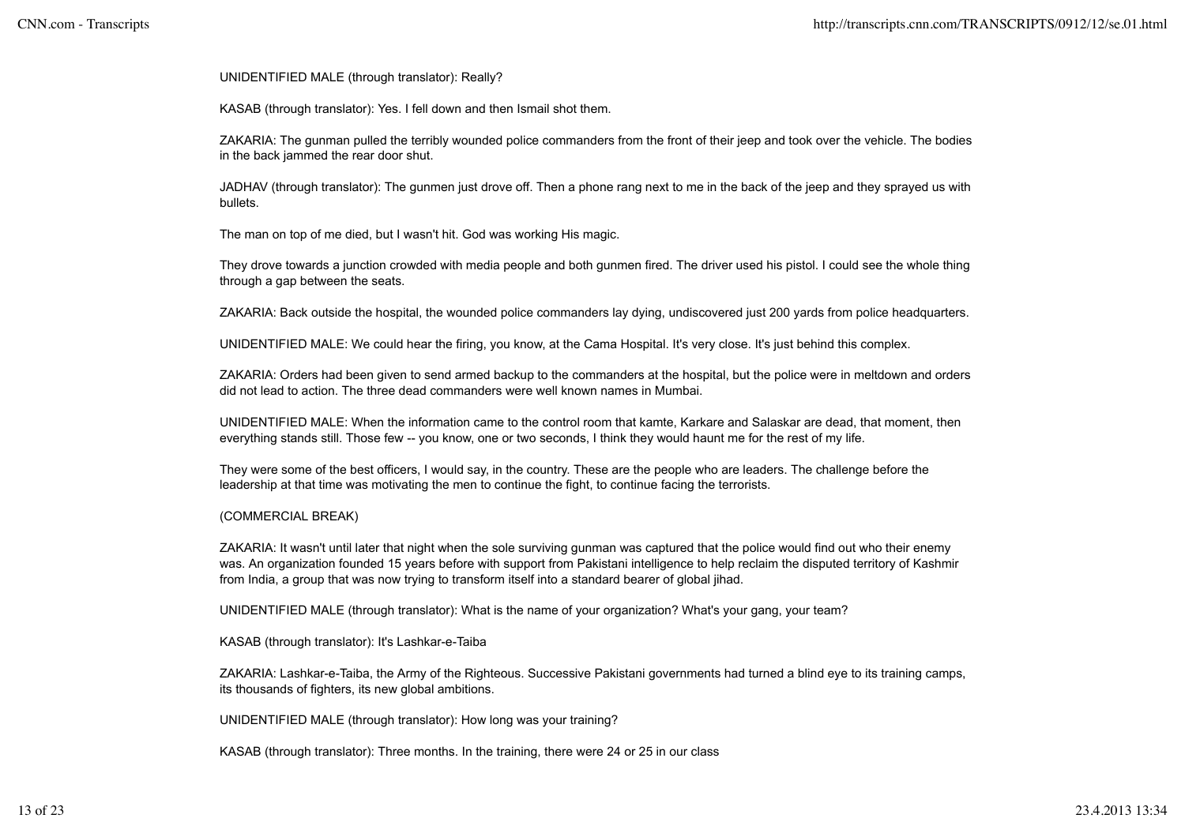UNIDENTIFIED MALE (through translator): Really?

KASAB (through translator): Yes. I fell down and then Ismail shot them.

ZAKARIA: The gunman pulled the terribly wounded police commanders from the front of their jeep and took over the vehicle. The bodies in the back jammed the rear door shut.

JADHAV (through translator): The gunmen just drove off. Then a phone rang next to me in the back of the jeep and they sprayed us with bullets.

The man on top of me died, but I wasn't hit. God was working His magic.

They drove towards a junction crowded with media people and both gunmen fired. The driver used his pistol. I could see the whole thing through a gap between the seats.

ZAKARIA: Back outside the hospital, the wounded police commanders lay dying, undiscovered just 200 yards from police headquarters.

UNIDENTIFIED MALE: We could hear the firing, you know, at the Cama Hospital. It's very close. It's just behind this complex.

ZAKARIA: Orders had been given to send armed backup to the commanders at the hospital, but the police were in meltdown and orders did not lead to action. The three dead commanders were well known names in Mumbai.

UNIDENTIFIED MALE: When the information came to the control room that kamte, Karkare and Salaskar are dead, that moment, then everything stands still. Those few -- you know, one or two seconds, I think they would haunt me for the rest of my life.

They were some of the best officers, I would say, in the country. These are the people who are leaders. The challenge before the leadership at that time was motivating the men to continue the fight, to continue facing the terrorists.

(COMMERCIAL BREAK)

ZAKARIA: It wasn't until later that night when the sole surviving gunman was captured that the police would find out who their enemy was. An organization founded 15 years before with support from Pakistani intelligence to help reclaim the disputed territory of Kashmir from India, a group that was now trying to transform itself into a standard bearer of global jihad.

UNIDENTIFIED MALE (through translator): What is the name of your organization? What's your gang, your team?

KASAB (through translator): It's Lashkar-e-Taiba

ZAKARIA: Lashkar-e-Taiba, the Army of the Righteous. Successive Pakistani governments had turned a blind eye to its training camps, its thousands of fighters, its new global ambitions.

UNIDENTIFIED MALE (through translator): How long was your training?

KASAB (through translator): Three months. In the training, there were 24 or 25 in our class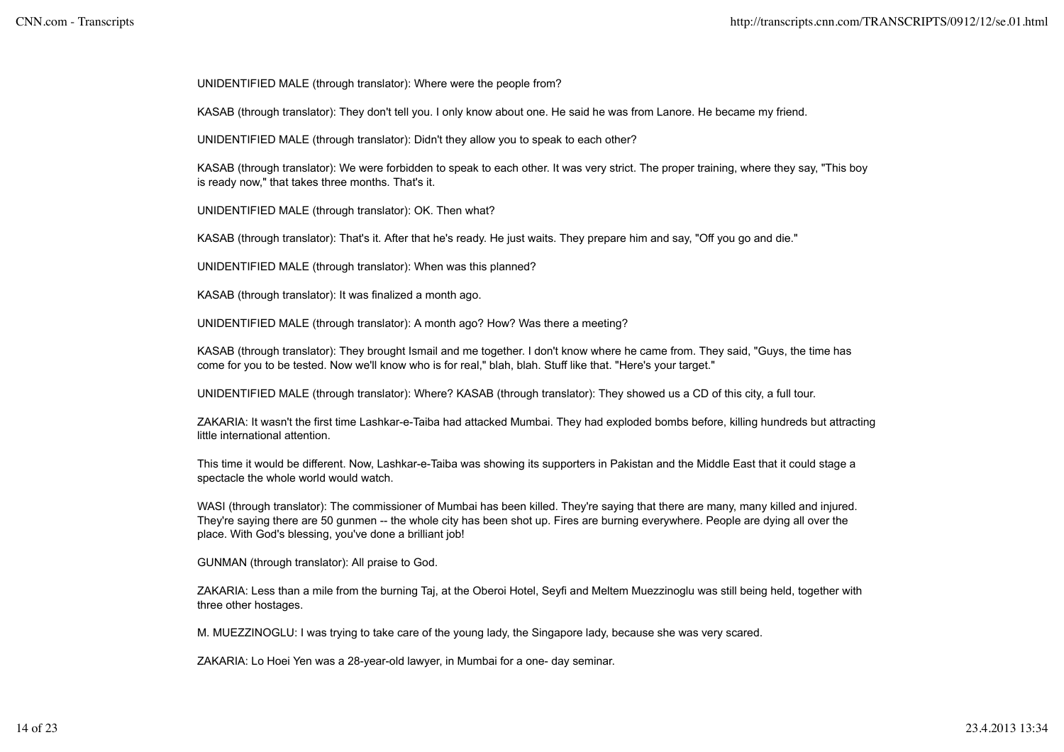UNIDENTIFIED MALE (through translator): Where were the people from?

KASAB (through translator): They don't tell you. I only know about one. He said he was from Lanore. He became my friend.

UNIDENTIFIED MALE (through translator): Didn't they allow you to speak to each other?

KASAB (through translator): We were forbidden to speak to each other. It was very strict. The proper training, where they say, "This boy is ready now," that takes three months. That's it.

UNIDENTIFIED MALE (through translator): OK. Then what?

KASAB (through translator): That's it. After that he's ready. He just waits. They prepare him and say, "Off you go and die."

UNIDENTIFIED MALE (through translator): When was this planned?

KASAB (through translator): It was finalized a month ago.

UNIDENTIFIED MALE (through translator): A month ago? How? Was there a meeting?

KASAB (through translator): They brought Ismail and me together. I don't know where he came from. They said, "Guys, the time has come for you to be tested. Now we'll know who is for real," blah, blah. Stuff like that. "Here's your target."

UNIDENTIFIED MALE (through translator): Where? KASAB (through translator): They showed us a CD of this city, a full tour.

ZAKARIA: It wasn't the first time Lashkar-e-Taiba had attacked Mumbai. They had exploded bombs before, killing hundreds but attracting little international attention.

This time it would be different. Now, Lashkar-e-Taiba was showing its supporters in Pakistan and the Middle East that it could stage a spectacle the whole world would watch.

WASI (through translator): The commissioner of Mumbai has been killed. They're saying that there are many, many killed and injured. They're saying there are 50 gunmen -- the whole city has been shot up. Fires are burning everywhere. People are dying all over the place. With God's blessing, you've done a brilliant job!

GUNMAN (through translator): All praise to God.

ZAKARIA: Less than a mile from the burning Taj, at the Oberoi Hotel, Seyfi and Meltem Muezzinoglu was still being held, together with three other hostages.

M. MUEZZINOGLU: I was trying to take care of the young lady, the Singapore lady, because she was very scared.

ZAKARIA: Lo Hoei Yen was a 28-year-old lawyer, in Mumbai for a one- day seminar.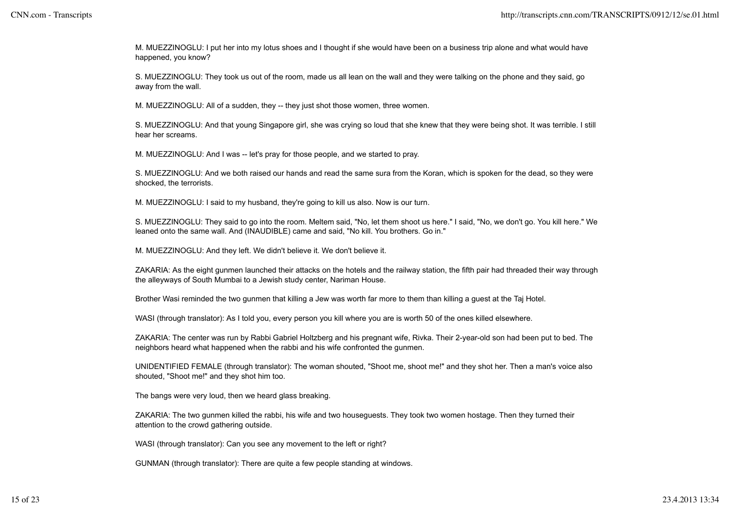M. MUEZZINOGLU: I put her into my lotus shoes and I thought if she would have been on a business trip alone and what would have happened, you know?

S. MUEZZINOGLU: They took us out of the room, made us all lean on the wall and they were talking on the phone and they said, go away from the wall.

M. MUEZZINOGLU: All of a sudden, they -- they just shot those women, three women.

S. MUEZZINOGLU: And that young Singapore girl, she was crying so loud that she knew that they were being shot. It was terrible. I still hear her screams.

M. MUEZZINOGLU: And I was -- let's pray for those people, and we started to pray.

S. MUEZZINOGLU: And we both raised our hands and read the same sura from the Koran, which is spoken for the dead, so they were shocked, the terrorists.

M. MUEZZINOGLU: I said to my husband, they're going to kill us also. Now is our turn.

S. MUEZZINOGLU: They said to go into the room. Meltem said, "No, let them shoot us here." I said, "No, we don't go. You kill here." We leaned onto the same wall. And (INAUDIBLE) came and said, "No kill. You brothers. Go in."

M. MUEZZINOGLU: And they left. We didn't believe it. We don't believe it.

ZAKARIA: As the eight gunmen launched their attacks on the hotels and the railway station, the fifth pair had threaded their way through the alleyways of South Mumbai to a Jewish study center, Nariman House.

Brother Wasi reminded the two gunmen that killing a Jew was worth far more to them than killing a guest at the Taj Hotel.

WASI (through translator): As I told you, every person you kill where you are is worth 50 of the ones killed elsewhere.

ZAKARIA: The center was run by Rabbi Gabriel Holtzberg and his pregnant wife, Rivka. Their 2-year-old son had been put to bed. The neighbors heard what happened when the rabbi and his wife confronted the gunmen.

UNIDENTIFIED FEMALE (through translator): The woman shouted, "Shoot me, shoot me!" and they shot her. Then a man's voice also shouted, "Shoot me!" and they shot him too.

The bangs were very loud, then we heard glass breaking.

ZAKARIA: The two gunmen killed the rabbi, his wife and two houseguests. They took two women hostage. Then they turned their attention to the crowd gathering outside.

WASI (through translator): Can you see any movement to the left or right?

GUNMAN (through translator): There are quite a few people standing at windows.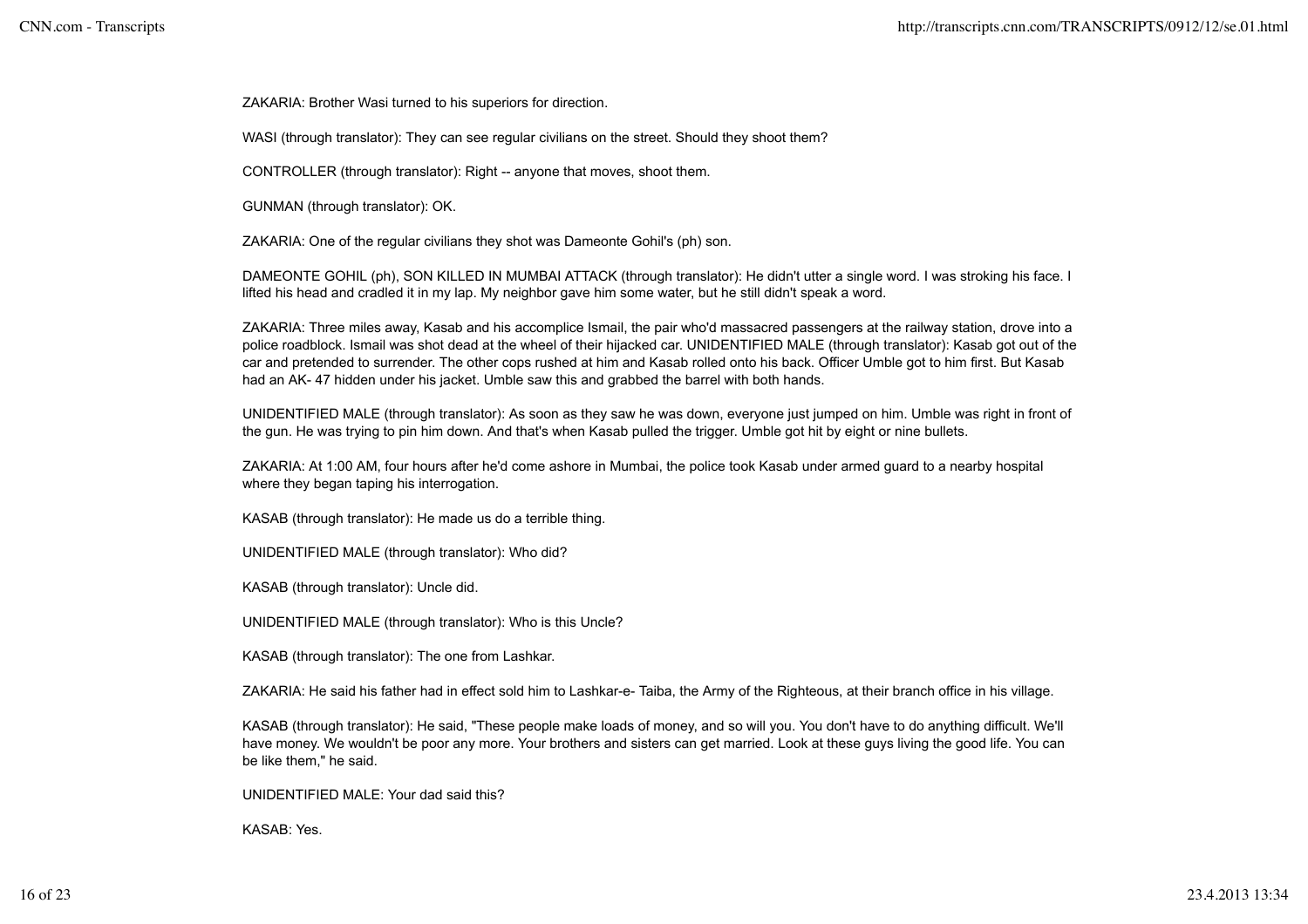ZAKARIA: Brother Wasi turned to his superiors for direction.

WASI (through translator): They can see regular civilians on the street. Should they shoot them?

CONTROLLER (through translator): Right -- anyone that moves, shoot them.

GUNMAN (through translator): OK.

ZAKARIA: One of the regular civilians they shot was Dameonte Gohil's (ph) son.

DAMEONTE GOHIL (ph), SON KILLED IN MUMBAI ATTACK (through translator): He didn't utter a single word. I was stroking his face. I lifted his head and cradled it in my lap. My neighbor gave him some water, but he still didn't speak a word.

ZAKARIA: Three miles away, Kasab and his accomplice Ismail, the pair who'd massacred passengers at the railway station, drove into a police roadblock. Ismail was shot dead at the wheel of their hijacked car. UNIDENTIFIED MALE (through translator): Kasab got out of the car and pretended to surrender. The other cops rushed at him and Kasab rolled onto his back. Officer Umble got to him first. But Kasab had an AK- 47 hidden under his jacket. Umble saw this and grabbed the barrel with both hands.

UNIDENTIFIED MALE (through translator): As soon as they saw he was down, everyone just jumped on him. Umble was right in front of the gun. He was trying to pin him down. And that's when Kasab pulled the trigger. Umble got hit by eight or nine bullets.

ZAKARIA: At 1:00 AM, four hours after he'd come ashore in Mumbai, the police took Kasab under armed guard to a nearby hospital where they began taping his interrogation.

KASAB (through translator): He made us do a terrible thing.

UNIDENTIFIED MALE (through translator): Who did?

KASAB (through translator): Uncle did.

UNIDENTIFIED MALE (through translator): Who is this Uncle?

KASAB (through translator): The one from Lashkar.

ZAKARIA: He said his father had in effect sold him to Lashkar-e- Taiba, the Army of the Righteous, at their branch office in his village.

KASAB (through translator): He said, "These people make loads of money, and so will you. You don't have to do anything difficult. We'll have money. We wouldn't be poor any more. Your brothers and sisters can get married. Look at these guys living the good life. You can be like them," he said.

UNIDENTIFIED MALE: Your dad said this?

KASAB: Yes.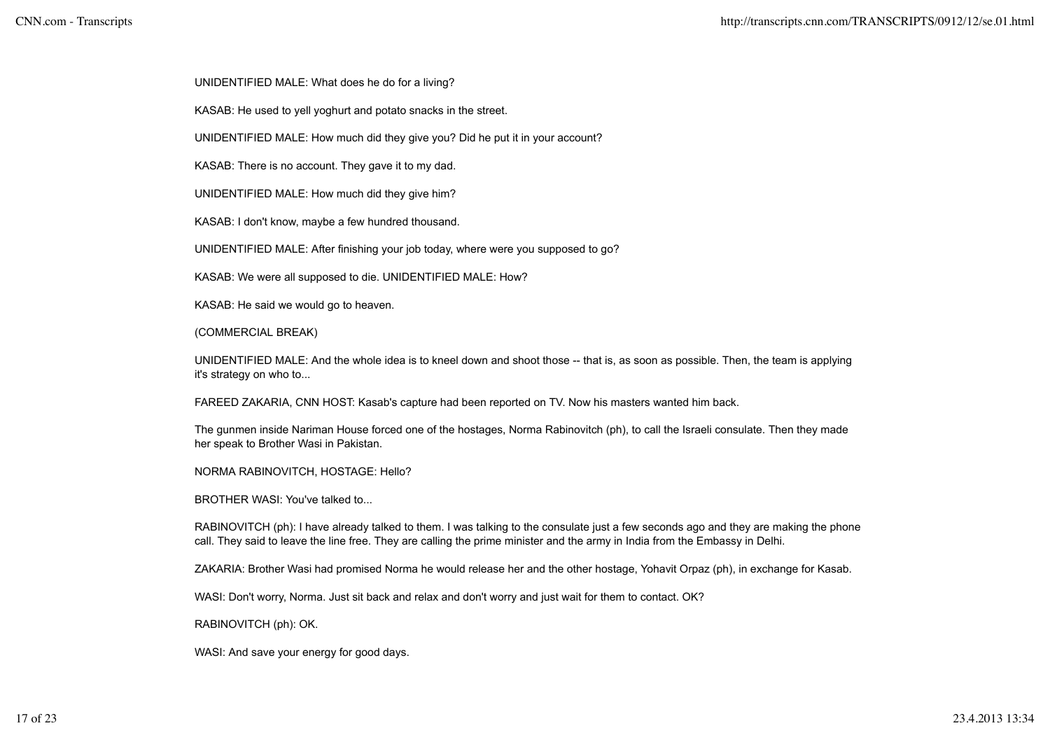UNIDENTIFIED MALE: What does he do for a living?

KASAB: He used to yell yoghurt and potato snacks in the street.

UNIDENTIFIED MALE: How much did they give you? Did he put it in your account?

KASAB: There is no account. They gave it to my dad.

UNIDENTIFIED MALE: How much did they give him?

KASAB: I don't know, maybe a few hundred thousand.

UNIDENTIFIED MALE: After finishing your job today, where were you supposed to go?

KASAB: We were all supposed to die. UNIDENTIFIED MALE: How?

KASAB: He said we would go to heaven.

(COMMERCIAL BREAK)

UNIDENTIFIED MALE: And the whole idea is to kneel down and shoot those -- that is, as soon as possible. Then, the team is applying it's strategy on who to...

FAREED ZAKARIA, CNN HOST: Kasab's capture had been reported on TV. Now his masters wanted him back.

The gunmen inside Nariman House forced one of the hostages, Norma Rabinovitch (ph), to call the Israeli consulate. Then they made her speak to Brother Wasi in Pakistan.

NORMA RABINOVITCH, HOSTAGE: Hello?

BROTHER WASI: You've talked to...

RABINOVITCH (ph): I have already talked to them. I was talking to the consulate just a few seconds ago and they are making the phone call. They said to leave the line free. They are calling the prime minister and the army in India from the Embassy in Delhi.

ZAKARIA: Brother Wasi had promised Norma he would release her and the other hostage, Yohavit Orpaz (ph), in exchange for Kasab.

WASI: Don't worry, Norma. Just sit back and relax and don't worry and just wait for them to contact. OK?

RABINOVITCH (ph): OK.

WASI: And save your energy for good days.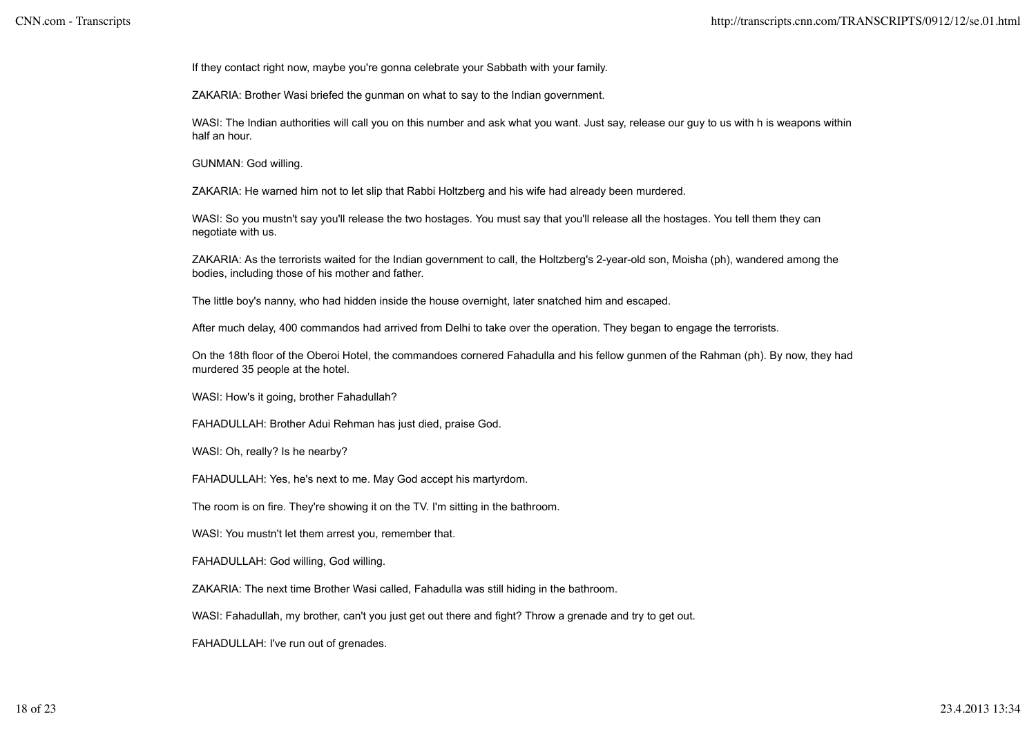If they contact right now, maybe you're gonna celebrate your Sabbath with your family.

ZAKARIA: Brother Wasi briefed the gunman on what to say to the Indian government.

WASI: The Indian authorities will call you on this number and ask what you want. Just say, release our guy to us with h is weapons within half an hour.

GUNMAN: God willing.

ZAKARIA: He warned him not to let slip that Rabbi Holtzberg and his wife had already been murdered.

WASI: So you mustn't say you'll release the two hostages. You must say that you'll release all the hostages. You tell them they can negotiate with us.

ZAKARIA: As the terrorists waited for the Indian government to call, the Holtzberg's 2-year-old son, Moisha (ph), wandered among the bodies, including those of his mother and father.

The little boy's nanny, who had hidden inside the house overnight, later snatched him and escaped.

After much delay, 400 commandos had arrived from Delhi to take over the operation. They began to engage the terrorists.

On the 18th floor of the Oberoi Hotel, the commandoes cornered Fahadulla and his fellow gunmen of the Rahman (ph). By now, they had murdered 35 people at the hotel.

WASI: How's it going, brother Fahadullah?

FAHADULLAH: Brother Adui Rehman has just died, praise God.

WASI: Oh, really? Is he nearby?

FAHADULLAH: Yes, he's next to me. May God accept his martyrdom.

The room is on fire. They're showing it on the TV. I'm sitting in the bathroom.

WASI: You mustn't let them arrest you, remember that.

FAHADULLAH: God willing, God willing.

ZAKARIA: The next time Brother Wasi called, Fahadulla was still hiding in the bathroom.

WASI: Fahadullah, my brother, can't you just get out there and fight? Throw a grenade and try to get out.

FAHADULLAH: I've run out of grenades.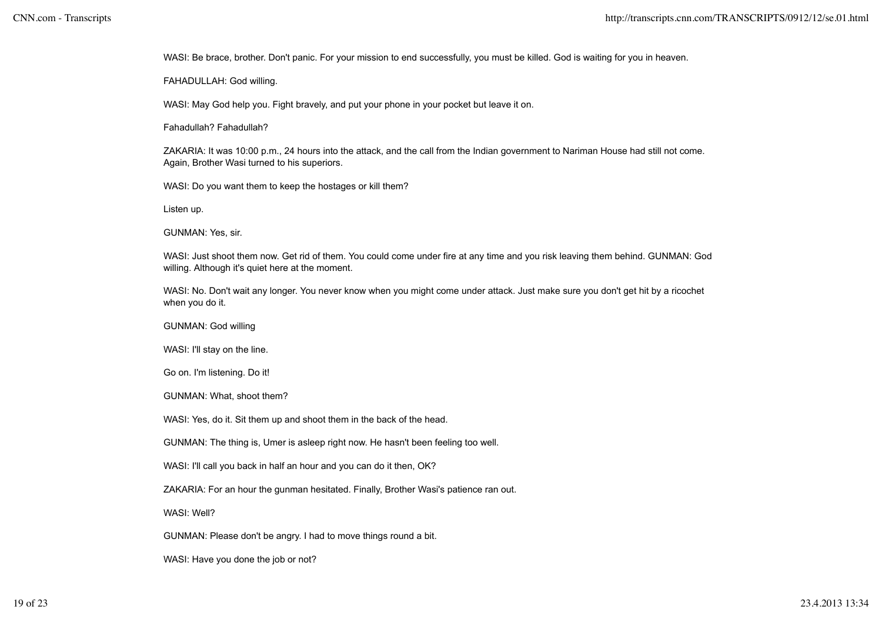WASI: Be brace, brother. Don't panic. For your mission to end successfully, you must be killed. God is waiting for you in heaven.

FAHADULLAH: God willing.

WASI: May God help you. Fight bravely, and put your phone in your pocket but leave it on.

Fahadullah? Fahadullah?

ZAKARIA: It was 10:00 p.m., 24 hours into the attack, and the call from the Indian government to Nariman House had still not come. Again, Brother Wasi turned to his superiors.

WASI: Do you want them to keep the hostages or kill them?

Listen up.

GUNMAN: Yes, sir.

WASI: Just shoot them now. Get rid of them. You could come under fire at any time and you risk leaving them behind. GUNMAN: God willing. Although it's quiet here at the moment.

WASI: No. Don't wait any longer. You never know when you might come under attack. Just make sure you don't get hit by a ricochet when you do it.

GUNMAN: God willing

WASI: I'll stay on the line.

Go on. I'm listening. Do it!

GUNMAN: What, shoot them?

WASI: Yes, do it. Sit them up and shoot them in the back of the head.

GUNMAN: The thing is, Umer is asleep right now. He hasn't been feeling too well.

WASI: I'll call you back in half an hour and you can do it then, OK?

ZAKARIA: For an hour the gunman hesitated. Finally, Brother Wasi's patience ran out.

WASI: Well?

GUNMAN: Please don't be angry. I had to move things round a bit.

WASI: Have you done the job or not?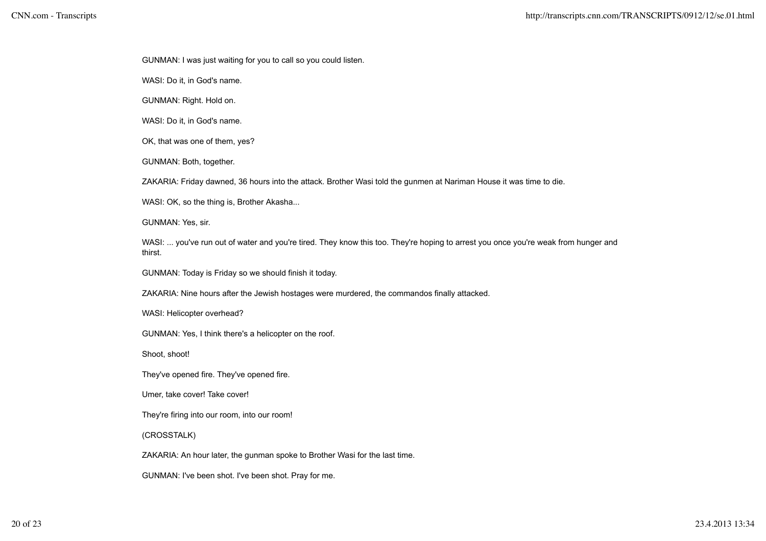GUNMAN: I was just waiting for you to call so you could listen.

WASI: Do it, in God's name.

GUNMAN: Right. Hold on.

WASI: Do it, in God's name.

OK, that was one of them, yes?

GUNMAN: Both, together.

ZAKARIA: Friday dawned, 36 hours into the attack. Brother Wasi told the gunmen at Nariman House it was time to die.

WASI: OK, so the thing is, Brother Akasha...

GUNMAN: Yes, sir.

WASI: ... you've run out of water and you're tired. They know this too. They're hoping to arrest you once you're weak from hunger and thirst.

GUNMAN: Today is Friday so we should finish it today.

ZAKARIA: Nine hours after the Jewish hostages were murdered, the commandos finally attacked.

WASI: Helicopter overhead?

GUNMAN: Yes, I think there's a helicopter on the roof.

Shoot, shoot!

They've opened fire. They've opened fire.

Umer, take cover! Take cover!

They're firing into our room, into our room!

(CROSSTALK)

ZAKARIA: An hour later, the gunman spoke to Brother Wasi for the last time.

GUNMAN: I've been shot. I've been shot. Pray for me.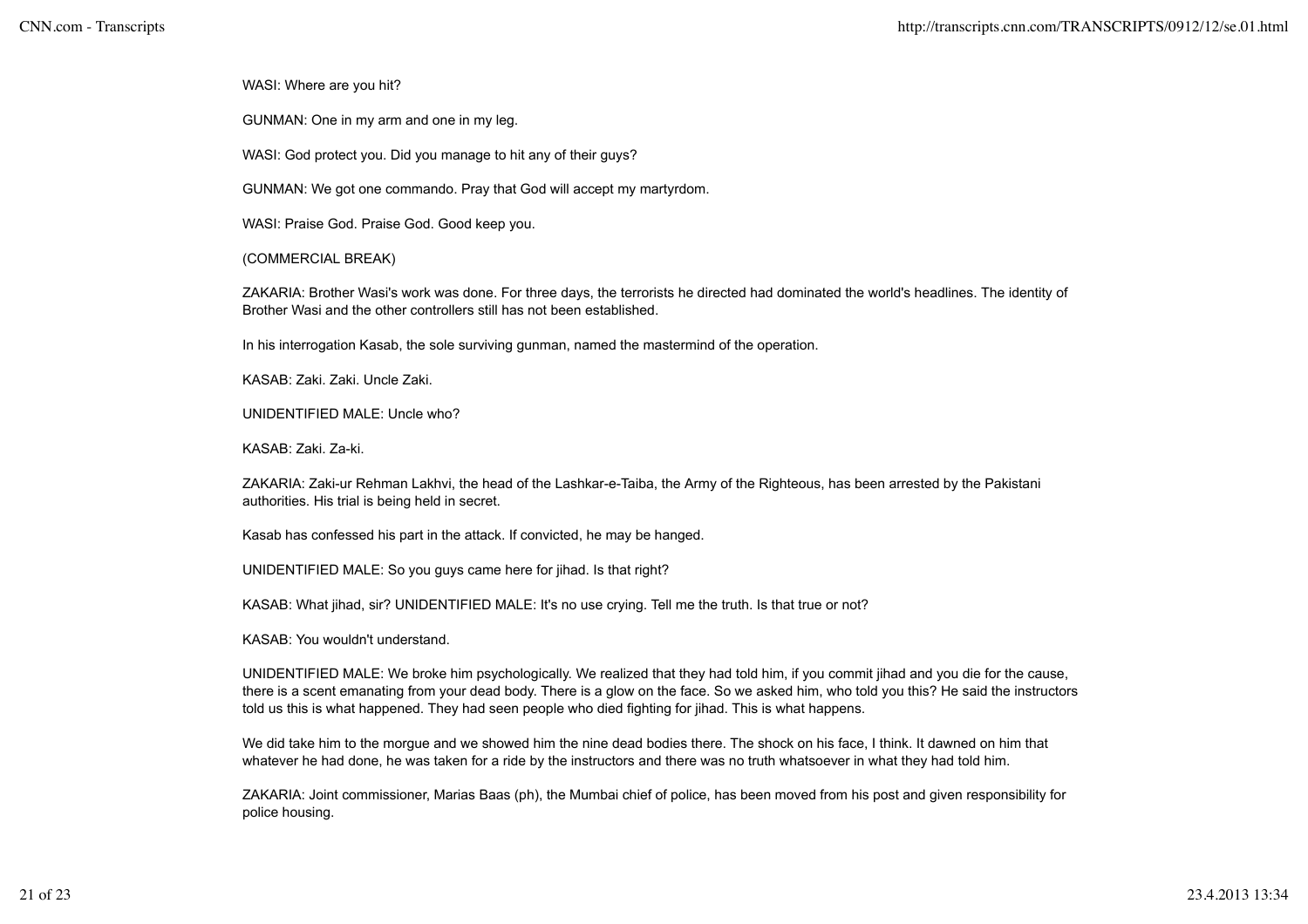WASI: Where are you hit?

GUNMAN: One in my arm and one in my leg.

WASI: God protect you. Did you manage to hit any of their guys?

GUNMAN: We got one commando. Pray that God will accept my martyrdom.

WASI: Praise God. Praise God. Good keep you.

(COMMERCIAL BREAK)

ZAKARIA: Brother Wasi's work was done. For three days, the terrorists he directed had dominated the world's headlines. The identity of Brother Wasi and the other controllers still has not been established.

In his interrogation Kasab, the sole surviving gunman, named the mastermind of the operation.

KASAB: Zaki. Zaki. Uncle Zaki.

UNIDENTIFIED MALE: Uncle who?

KASAB: Zaki. Za-ki.

ZAKARIA: Zaki-ur Rehman Lakhvi, the head of the Lashkar-e-Taiba, the Army of the Righteous, has been arrested by the Pakistani authorities. His trial is being held in secret.

Kasab has confessed his part in the attack. If convicted, he may be hanged.

UNIDENTIFIED MALE: So you guys came here for jihad. Is that right?

KASAB: What jihad, sir? UNIDENTIFIED MALE: It's no use crying. Tell me the truth. Is that true or not?

KASAB: You wouldn't understand.

UNIDENTIFIED MALE: We broke him psychologically. We realized that they had told him, if you commit jihad and you die for the cause, there is a scent emanating from your dead body. There is a glow on the face. So we asked him, who told you this? He said the instructors told us this is what happened. They had seen people who died fighting for jihad. This is what happens.

We did take him to the morgue and we showed him the nine dead bodies there. The shock on his face, I think. It dawned on him that whatever he had done, he was taken for a ride by the instructors and there was no truth whatsoever in what they had told him.

ZAKARIA: Joint commissioner, Marias Baas (ph), the Mumbai chief of police, has been moved from his post and given responsibility for police housing.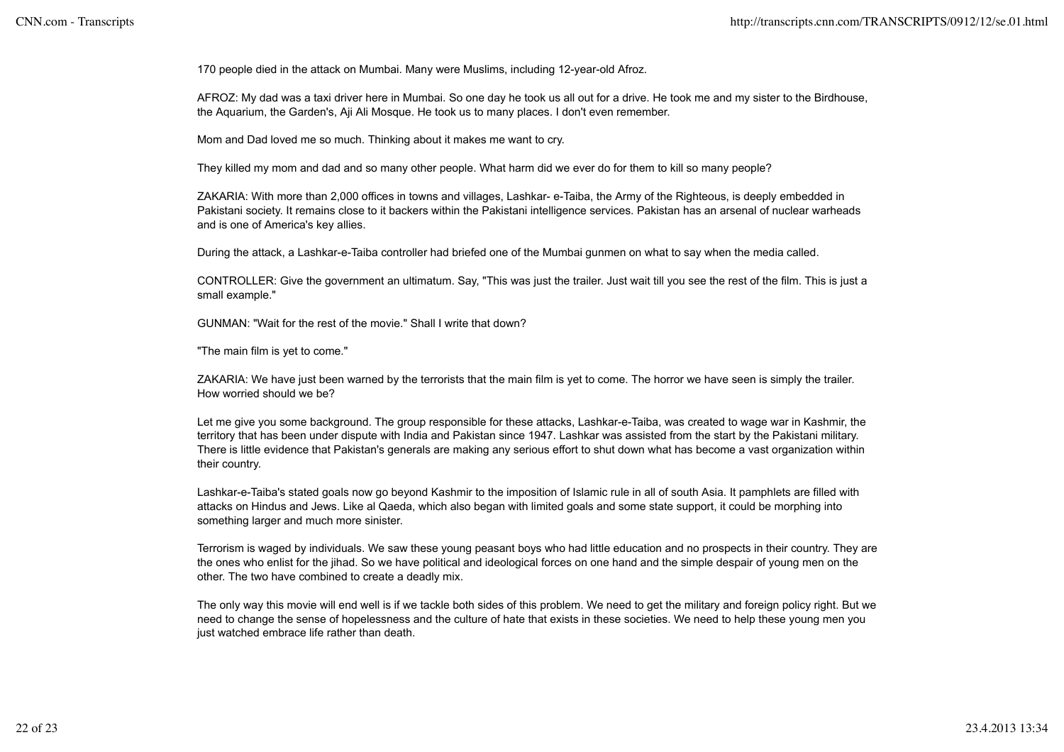170 people died in the attack on Mumbai. Many were Muslims, including 12-year-old Afroz.

AFROZ: My dad was a taxi driver here in Mumbai. So one day he took us all out for a drive. He took me and my sister to the Birdhouse, the Aquarium, the Garden's, Aji Ali Mosque. He took us to many places. I don't even remember.

Mom and Dad loved me so much. Thinking about it makes me want to cry.

They killed my mom and dad and so many other people. What harm did we ever do for them to kill so many people?

ZAKARIA: With more than 2,000 offices in towns and villages, Lashkar- e-Taiba, the Army of the Righteous, is deeply embedded in Pakistani society. It remains close to it backers within the Pakistani intelligence services. Pakistan has an arsenal of nuclear warheads and is one of America's key allies.

During the attack, a Lashkar-e-Taiba controller had briefed one of the Mumbai gunmen on what to say when the media called.

CONTROLLER: Give the government an ultimatum. Say, "This was just the trailer. Just wait till you see the rest of the film. This is just a small example."

GUNMAN: "Wait for the rest of the movie." Shall I write that down?

"The main film is yet to come."

ZAKARIA: We have just been warned by the terrorists that the main film is yet to come. The horror we have seen is simply the trailer. How worried should we be?

Let me give you some background. The group responsible for these attacks, Lashkar-e-Taiba, was created to wage war in Kashmir, the territory that has been under dispute with India and Pakistan since 1947. Lashkar was assisted from the start by the Pakistani military. There is little evidence that Pakistan's generals are making any serious effort to shut down what has become a vast organization within their country.

Lashkar-e-Taiba's stated goals now go beyond Kashmir to the imposition of Islamic rule in all of south Asia. It pamphlets are filled with attacks on Hindus and Jews. Like al Qaeda, which also began with limited goals and some state support, it could be morphing into something larger and much more sinister.

Terrorism is waged by individuals. We saw these young peasant boys who had little education and no prospects in their country. They are the ones who enlist for the jihad. So we have political and ideological forces on one hand and the simple despair of young men on the other. The two have combined to create a deadly mix.

The only way this movie will end well is if we tackle both sides of this problem. We need to get the military and foreign policy right. But we need to change the sense of hopelessness and the culture of hate that exists in these societies. We need to help these young men you just watched embrace life rather than death.